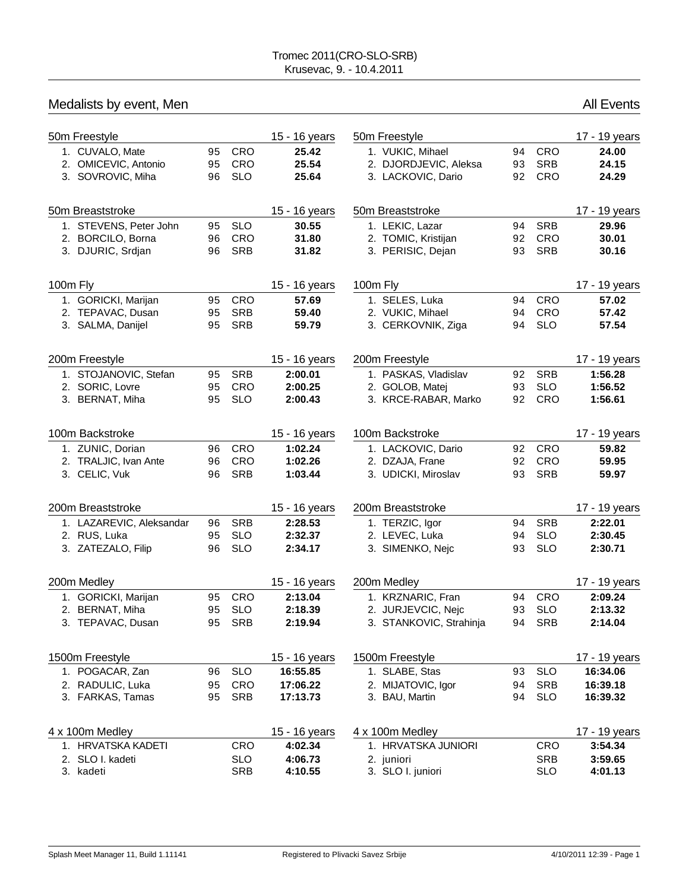Tromec 2011(CRO-SLO-SRB)
Krusevac, 9. - 10.4.2011

## Medalists by event, Men

All Events

### 50m Freestyle — 15 - 16 years

| Place | Name | Year | Nation | Time |
|---|---|---|---|---|
| 1. | CUVALO, Mate | 95 | CRO | **25.42** |
| 2. | OMICEVIC, Antonio | 95 | CRO | **25.54** |
| 3. | SOVROVIC, Miha | 96 | SLO | **25.64** |

### 50m Freestyle — 17 - 19 years

| Place | Name | Year | Nation | Time |
|---|---|---|---|---|
| 1. | VUKIC, Mihael | 94 | CRO | **24.00** |
| 2. | DJORDJEVIC, Aleksa | 93 | SRB | **24.15** |
| 3. | LACKOVIC, Dario | 92 | CRO | **24.29** |

### 50m Breaststroke — 15 - 16 years

| Place | Name | Year | Nation | Time |
|---|---|---|---|---|
| 1. | STEVENS, Peter John | 95 | SLO | **30.55** |
| 2. | BORCILO, Borna | 96 | CRO | **31.80** |
| 3. | DJURIC, Srdjan | 96 | SRB | **31.82** |

### 50m Breaststroke — 17 - 19 years

| Place | Name | Year | Nation | Time |
|---|---|---|---|---|
| 1. | LEKIC, Lazar | 94 | SRB | **29.96** |
| 2. | TOMIC, Kristijan | 92 | CRO | **30.01** |
| 3. | PERISIC, Dejan | 93 | SRB | **30.16** |

### 100m Fly — 15 - 16 years

| Place | Name | Year | Nation | Time |
|---|---|---|---|---|
| 1. | GORICKI, Marijan | 95 | CRO | **57.69** |
| 2. | TEPAVAC, Dusan | 95 | SRB | **59.40** |
| 3. | SALMA, Danijel | 95 | SRB | **59.79** |

### 100m Fly — 17 - 19 years

| Place | Name | Year | Nation | Time |
|---|---|---|---|---|
| 1. | SELES, Luka | 94 | CRO | **57.02** |
| 2. | VUKIC, Mihael | 94 | CRO | **57.42** |
| 3. | CERKOVNIK, Ziga | 94 | SLO | **57.54** |

### 200m Freestyle — 15 - 16 years

| Place | Name | Year | Nation | Time |
|---|---|---|---|---|
| 1. | STOJANOVIC, Stefan | 95 | SRB | **2:00.01** |
| 2. | SORIC, Lovre | 95 | CRO | **2:00.25** |
| 3. | BERNAT, Miha | 95 | SLO | **2:00.43** |

### 200m Freestyle — 17 - 19 years

| Place | Name | Year | Nation | Time |
|---|---|---|---|---|
| 1. | PASKAS, Vladislav | 92 | SRB | **1:56.28** |
| 2. | GOLOB, Matej | 93 | SLO | **1:56.52** |
| 3. | KRCE-RABAR, Marko | 92 | CRO | **1:56.61** |

### 100m Backstroke — 15 - 16 years

| Place | Name | Year | Nation | Time |
|---|---|---|---|---|
| 1. | ZUNIC, Dorian | 96 | CRO | **1:02.24** |
| 2. | TRALJIC, Ivan Ante | 96 | CRO | **1:02.26** |
| 3. | CELIC, Vuk | 96 | SRB | **1:03.44** |

### 100m Backstroke — 17 - 19 years

| Place | Name | Year | Nation | Time |
|---|---|---|---|---|
| 1. | LACKOVIC, Dario | 92 | CRO | **59.82** |
| 2. | DZAJA, Frane | 92 | CRO | **59.95** |
| 3. | UDICKI, Miroslav | 93 | SRB | **59.97** |

### 200m Breaststroke — 15 - 16 years

| Place | Name | Year | Nation | Time |
|---|---|---|---|---|
| 1. | LAZAREVIC, Aleksandar | 96 | SRB | **2:28.53** |
| 2. | RUS, Luka | 95 | SLO | **2:32.37** |
| 3. | ZATEZALO, Filip | 96 | SLO | **2:34.17** |

### 200m Breaststroke — 17 - 19 years

| Place | Name | Year | Nation | Time |
|---|---|---|---|---|
| 1. | TERZIC, Igor | 94 | SRB | **2:22.01** |
| 2. | LEVEC, Luka | 94 | SLO | **2:30.45** |
| 3. | SIMENKO, Nejc | 93 | SLO | **2:30.71** |

### 200m Medley — 15 - 16 years

| Place | Name | Year | Nation | Time |
|---|---|---|---|---|
| 1. | GORICKI, Marijan | 95 | CRO | **2:13.04** |
| 2. | BERNAT, Miha | 95 | SLO | **2:18.39** |
| 3. | TEPAVAC, Dusan | 95 | SRB | **2:19.94** |

### 200m Medley — 17 - 19 years

| Place | Name | Year | Nation | Time |
|---|---|---|---|---|
| 1. | KRZNARIC, Fran | 94 | CRO | **2:09.24** |
| 2. | JURJEVCIC, Nejc | 93 | SLO | **2:13.32** |
| 3. | STANKOVIC, Strahinja | 94 | SRB | **2:14.04** |

### 1500m Freestyle — 15 - 16 years

| Place | Name | Year | Nation | Time |
|---|---|---|---|---|
| 1. | POGACAR, Zan | 96 | SLO | **16:55.85** |
| 2. | RADULIC, Luka | 95 | CRO | **17:06.22** |
| 3. | FARKAS, Tamas | 95 | SRB | **17:13.73** |

### 1500m Freestyle — 17 - 19 years

| Place | Name | Year | Nation | Time |
|---|---|---|---|---|
| 1. | SLABE, Stas | 93 | SLO | **16:34.06** |
| 2. | MIJATOVIC, Igor | 94 | SRB | **16:39.18** |
| 3. | BAU, Martin | 94 | SLO | **16:39.32** |

### 4 x 100m Medley — 15 - 16 years

| Place | Team | Nation | Time |
|---|---|---|---|
| 1. | HRVATSKA KADETI | CRO | **4:02.34** |
| 2. | SLO I. kadeti | SLO | **4:06.73** |
| 3. | kadeti | SRB | **4:10.55** |

### 4 x 100m Medley — 17 - 19 years

| Place | Team | Nation | Time |
|---|---|---|---|
| 1. | HRVATSKA JUNIORI | CRO | **3:54.34** |
| 2. | juniori | SRB | **3:59.65** |
| 3. | SLO I. juniori | SLO | **4:01.13** |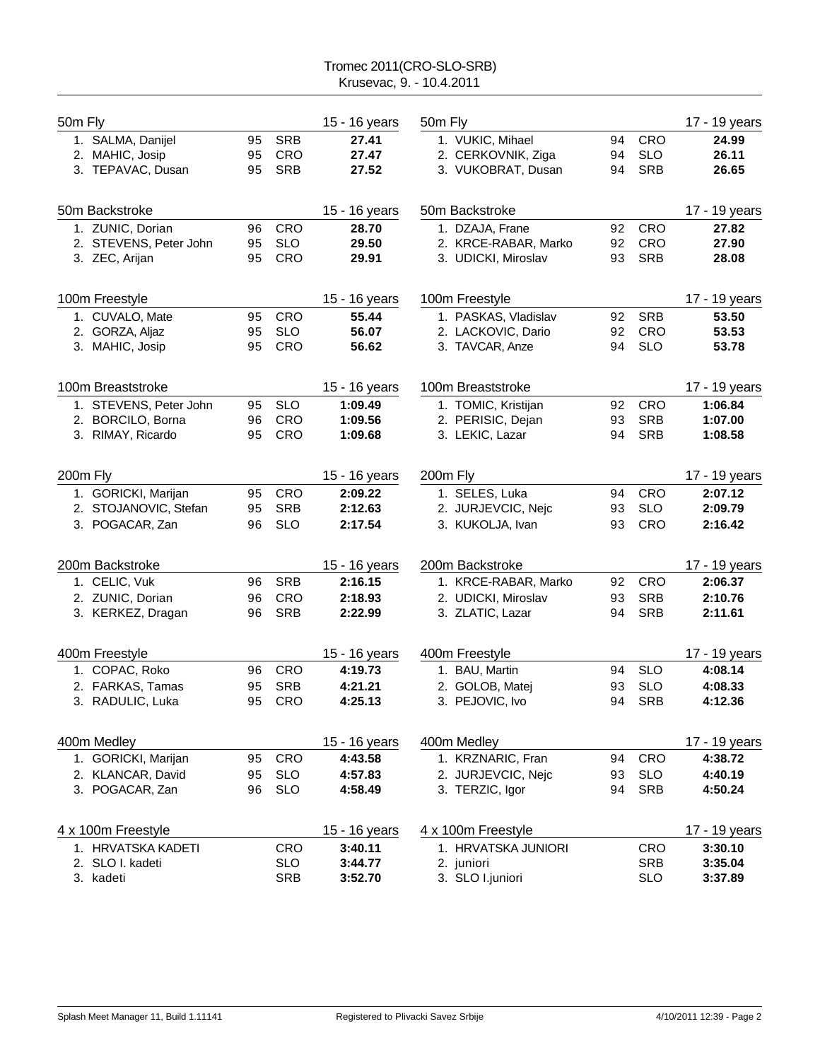Tromec 2011(CRO-SLO-SRB)
Krusevac, 9. - 10.4.2011

### 50m Fly — 15 - 16 years

| Place | Name | Year | Nation | Time |
|---|---|---|---|---|
| 1. | SALMA, Danijel | 95 | SRB | **27.41** |
| 2. | MAHIC, Josip | 95 | CRO | **27.47** |
| 3. | TEPAVAC, Dusan | 95 | SRB | **27.52** |

### 50m Backstroke — 15 - 16 years

| Place | Name | Year | Nation | Time |
|---|---|---|---|---|
| 1. | ZUNIC, Dorian | 96 | CRO | **28.70** |
| 2. | STEVENS, Peter John | 95 | SLO | **29.50** |
| 3. | ZEC, Arijan | 95 | CRO | **29.91** |

### 100m Freestyle — 15 - 16 years

| Place | Name | Year | Nation | Time |
|---|---|---|---|---|
| 1. | CUVALO, Mate | 95 | CRO | **55.44** |
| 2. | GORZA, Aljaz | 95 | SLO | **56.07** |
| 3. | MAHIC, Josip | 95 | CRO | **56.62** |

### 100m Breaststroke — 15 - 16 years

| Place | Name | Year | Nation | Time |
|---|---|---|---|---|
| 1. | STEVENS, Peter John | 95 | SLO | **1:09.49** |
| 2. | BORCILO, Borna | 96 | CRO | **1:09.56** |
| 3. | RIMAY, Ricardo | 95 | CRO | **1:09.68** |

### 200m Fly — 15 - 16 years

| Place | Name | Year | Nation | Time |
|---|---|---|---|---|
| 1. | GORICKI, Marijan | 95 | CRO | **2:09.22** |
| 2. | STOJANOVIC, Stefan | 95 | SRB | **2:12.63** |
| 3. | POGACAR, Zan | 96 | SLO | **2:17.54** |

### 200m Backstroke — 15 - 16 years

| Place | Name | Year | Nation | Time |
|---|---|---|---|---|
| 1. | CELIC, Vuk | 96 | SRB | **2:16.15** |
| 2. | ZUNIC, Dorian | 96 | CRO | **2:18.93** |
| 3. | KERKEZ, Dragan | 96 | SRB | **2:22.99** |

### 400m Freestyle — 15 - 16 years

| Place | Name | Year | Nation | Time |
|---|---|---|---|---|
| 1. | COPAC, Roko | 96 | CRO | **4:19.73** |
| 2. | FARKAS, Tamas | 95 | SRB | **4:21.21** |
| 3. | RADULIC, Luka | 95 | CRO | **4:25.13** |

### 400m Medley — 15 - 16 years

| Place | Name | Year | Nation | Time |
|---|---|---|---|---|
| 1. | GORICKI, Marijan | 95 | CRO | **4:43.58** |
| 2. | KLANCAR, David | 95 | SLO | **4:57.83** |
| 3. | POGACAR, Zan | 96 | SLO | **4:58.49** |

### 4 x 100m Freestyle — 15 - 16 years

| Place | Team | Nation | Time |
|---|---|---|---|
| 1. | HRVATSKA KADETI | CRO | **3:40.11** |
| 2. | SLO I. kadeti | SLO | **3:44.77** |
| 3. | kadeti | SRB | **3:52.70** |

### 50m Fly — 17 - 19 years

| Place | Name | Year | Nation | Time |
|---|---|---|---|---|
| 1. | VUKIC, Mihael | 94 | CRO | **24.99** |
| 2. | CERKOVNIK, Ziga | 94 | SLO | **26.11** |
| 3. | VUKOBRAT, Dusan | 94 | SRB | **26.65** |

### 50m Backstroke — 17 - 19 years

| Place | Name | Year | Nation | Time |
|---|---|---|---|---|
| 1. | DZAJA, Frane | 92 | CRO | **27.82** |
| 2. | KRCE-RABAR, Marko | 92 | CRO | **27.90** |
| 3. | UDICKI, Miroslav | 93 | SRB | **28.08** |

### 100m Freestyle — 17 - 19 years

| Place | Name | Year | Nation | Time |
|---|---|---|---|---|
| 1. | PASKAS, Vladislav | 92 | SRB | **53.50** |
| 2. | LACKOVIC, Dario | 92 | CRO | **53.53** |
| 3. | TAVCAR, Anze | 94 | SLO | **53.78** |

### 100m Breaststroke — 17 - 19 years

| Place | Name | Year | Nation | Time |
|---|---|---|---|---|
| 1. | TOMIC, Kristijan | 92 | CRO | **1:06.84** |
| 2. | PERISIC, Dejan | 93 | SRB | **1:07.00** |
| 3. | LEKIC, Lazar | 94 | SRB | **1:08.58** |

### 200m Fly — 17 - 19 years

| Place | Name | Year | Nation | Time |
|---|---|---|---|---|
| 1. | SELES, Luka | 94 | CRO | **2:07.12** |
| 2. | JURJEVCIC, Nejc | 93 | SLO | **2:09.79** |
| 3. | KUKOLJA, Ivan | 93 | CRO | **2:16.42** |

### 200m Backstroke — 17 - 19 years

| Place | Name | Year | Nation | Time |
|---|---|---|---|---|
| 1. | KRCE-RABAR, Marko | 92 | CRO | **2:06.37** |
| 2. | UDICKI, Miroslav | 93 | SRB | **2:10.76** |
| 3. | ZLATIC, Lazar | 94 | SRB | **2:11.61** |

### 400m Freestyle — 17 - 19 years

| Place | Name | Year | Nation | Time |
|---|---|---|---|---|
| 1. | BAU, Martin | 94 | SLO | **4:08.14** |
| 2. | GOLOB, Matej | 93 | SLO | **4:08.33** |
| 3. | PEJOVIC, Ivo | 94 | SRB | **4:12.36** |

### 400m Medley — 17 - 19 years

| Place | Name | Year | Nation | Time |
|---|---|---|---|---|
| 1. | KRZNARIC, Fran | 94 | CRO | **4:38.72** |
| 2. | JURJEVCIC, Nejc | 93 | SLO | **4:40.19** |
| 3. | TERZIC, Igor | 94 | SRB | **4:50.24** |

### 4 x 100m Freestyle — 17 - 19 years

| Place | Team | Nation | Time |
|---|---|---|---|
| 1. | HRVATSKA JUNIORI | CRO | **3:30.10** |
| 2. | juniori | SRB | **3:35.04** |
| 3. | SLO I.juniori | SLO | **3:37.89** |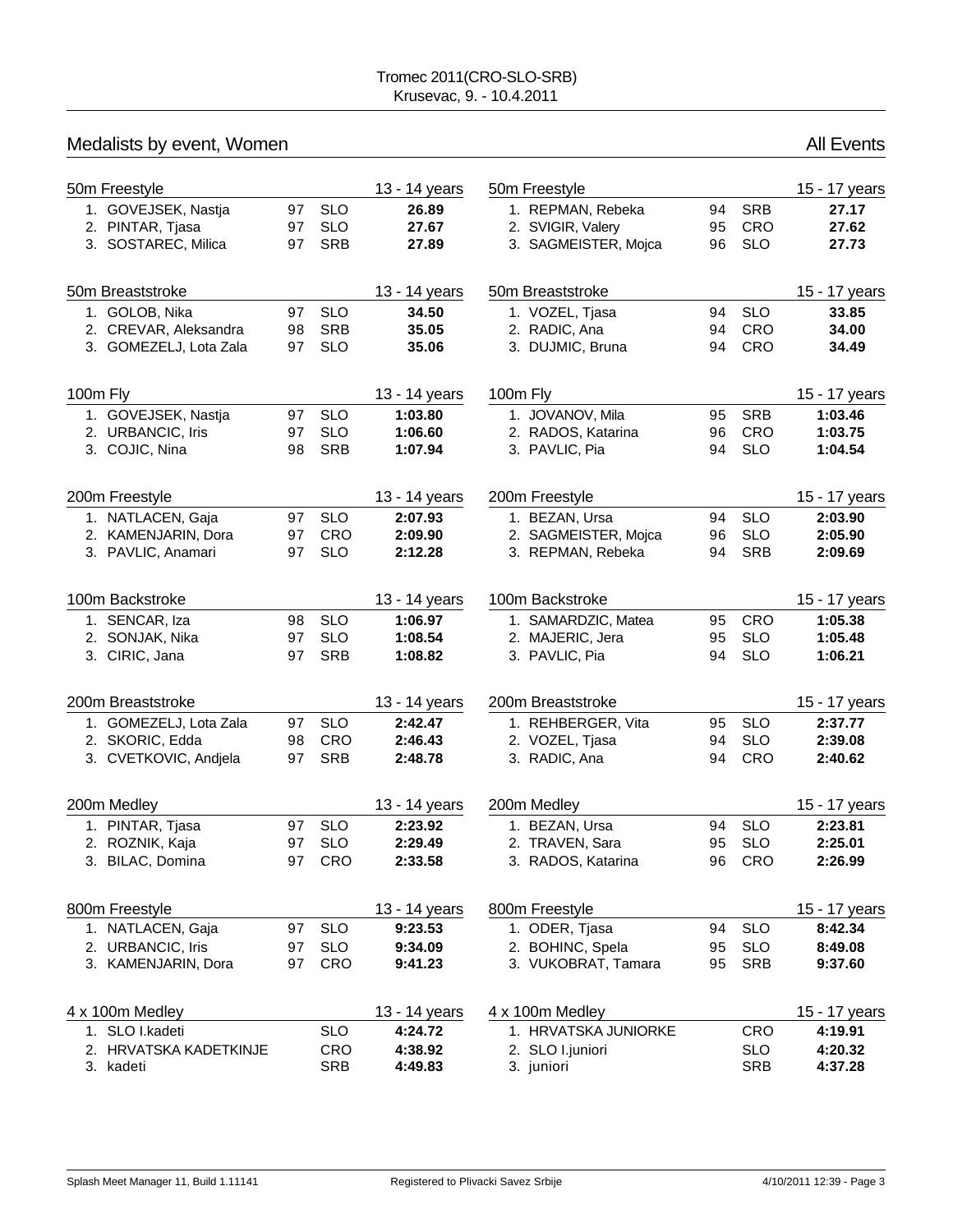Tromec 2011(CRO-SLO-SRB)
Krusevac, 9. - 10.4.2011

## Medalists by event, Women

All Events

### 50m Freestyle — 13 - 14 years

| Place | Name | Year | Nation | Time |
|---|---|---|---|---|
| 1. | GOVEJSEK, Nastja | 97 | SLO | **26.89** |
| 2. | PINTAR, Tjasa | 97 | SLO | **27.67** |
| 3. | SOSTAREC, Milica | 97 | SRB | **27.89** |

### 50m Freestyle — 15 - 17 years

| Place | Name | Year | Nation | Time |
|---|---|---|---|---|
| 1. | REPMAN, Rebeka | 94 | SRB | **27.17** |
| 2. | SVIGIR, Valery | 95 | CRO | **27.62** |
| 3. | SAGMEISTER, Mojca | 96 | SLO | **27.73** |

### 50m Breaststroke — 13 - 14 years

| Place | Name | Year | Nation | Time |
|---|---|---|---|---|
| 1. | GOLOB, Nika | 97 | SLO | **34.50** |
| 2. | CREVAR, Aleksandra | 98 | SRB | **35.05** |
| 3. | GOMEZELJ, Lota Zala | 97 | SLO | **35.06** |

### 50m Breaststroke — 15 - 17 years

| Place | Name | Year | Nation | Time |
|---|---|---|---|---|
| 1. | VOZEL, Tjasa | 94 | SLO | **33.85** |
| 2. | RADIC, Ana | 94 | CRO | **34.00** |
| 3. | DUJMIC, Bruna | 94 | CRO | **34.49** |

### 100m Fly — 13 - 14 years

| Place | Name | Year | Nation | Time |
|---|---|---|---|---|
| 1. | GOVEJSEK, Nastja | 97 | SLO | **1:03.80** |
| 2. | URBANCIC, Iris | 97 | SLO | **1:06.60** |
| 3. | COJIC, Nina | 98 | SRB | **1:07.94** |

### 100m Fly — 15 - 17 years

| Place | Name | Year | Nation | Time |
|---|---|---|---|---|
| 1. | JOVANOV, Mila | 95 | SRB | **1:03.46** |
| 2. | RADOS, Katarina | 96 | CRO | **1:03.75** |
| 3. | PAVLIC, Pia | 94 | SLO | **1:04.54** |

### 200m Freestyle — 13 - 14 years

| Place | Name | Year | Nation | Time |
|---|---|---|---|---|
| 1. | NATLACEN, Gaja | 97 | SLO | **2:07.93** |
| 2. | KAMENJARIN, Dora | 97 | CRO | **2:09.90** |
| 3. | PAVLIC, Anamari | 97 | SLO | **2:12.28** |

### 200m Freestyle — 15 - 17 years

| Place | Name | Year | Nation | Time |
|---|---|---|---|---|
| 1. | BEZAN, Ursa | 94 | SLO | **2:03.90** |
| 2. | SAGMEISTER, Mojca | 96 | SLO | **2:05.90** |
| 3. | REPMAN, Rebeka | 94 | SRB | **2:09.69** |

### 100m Backstroke — 13 - 14 years

| Place | Name | Year | Nation | Time |
|---|---|---|---|---|
| 1. | SENCAR, Iza | 98 | SLO | **1:06.97** |
| 2. | SONJAK, Nika | 97 | SLO | **1:08.54** |
| 3. | CIRIC, Jana | 97 | SRB | **1:08.82** |

### 100m Backstroke — 15 - 17 years

| Place | Name | Year | Nation | Time |
|---|---|---|---|---|
| 1. | SAMARDZIC, Matea | 95 | CRO | **1:05.38** |
| 2. | MAJERIC, Jera | 95 | SLO | **1:05.48** |
| 3. | PAVLIC, Pia | 94 | SLO | **1:06.21** |

### 200m Breaststroke — 13 - 14 years

| Place | Name | Year | Nation | Time |
|---|---|---|---|---|
| 1. | GOMEZELJ, Lota Zala | 97 | SLO | **2:42.47** |
| 2. | SKORIC, Edda | 98 | CRO | **2:46.43** |
| 3. | CVETKOVIC, Andjela | 97 | SRB | **2:48.78** |

### 200m Breaststroke — 15 - 17 years

| Place | Name | Year | Nation | Time |
|---|---|---|---|---|
| 1. | REHBERGER, Vita | 95 | SLO | **2:37.77** |
| 2. | VOZEL, Tjasa | 94 | SLO | **2:39.08** |
| 3. | RADIC, Ana | 94 | CRO | **2:40.62** |

### 200m Medley — 13 - 14 years

| Place | Name | Year | Nation | Time |
|---|---|---|---|---|
| 1. | PINTAR, Tjasa | 97 | SLO | **2:23.92** |
| 2. | ROZNIK, Kaja | 97 | SLO | **2:29.49** |
| 3. | BILAC, Domina | 97 | CRO | **2:33.58** |

### 200m Medley — 15 - 17 years

| Place | Name | Year | Nation | Time |
|---|---|---|---|---|
| 1. | BEZAN, Ursa | 94 | SLO | **2:23.81** |
| 2. | TRAVEN, Sara | 95 | SLO | **2:25.01** |
| 3. | RADOS, Katarina | 96 | CRO | **2:26.99** |

### 800m Freestyle — 13 - 14 years

| Place | Name | Year | Nation | Time |
|---|---|---|---|---|
| 1. | NATLACEN, Gaja | 97 | SLO | **9:23.53** |
| 2. | URBANCIC, Iris | 97 | SLO | **9:34.09** |
| 3. | KAMENJARIN, Dora | 97 | CRO | **9:41.23** |

### 800m Freestyle — 15 - 17 years

| Place | Name | Year | Nation | Time |
|---|---|---|---|---|
| 1. | ODER, Tjasa | 94 | SLO | **8:42.34** |
| 2. | BOHINC, Spela | 95 | SLO | **8:49.08** |
| 3. | VUKOBRAT, Tamara | 95 | SRB | **9:37.60** |

### 4 x 100m Medley — 13 - 14 years

| Place | Team | Nation | Time |
|---|---|---|---|
| 1. | SLO I.kadeti | SLO | **4:24.72** |
| 2. | HRVATSKA KADETKINJE | CRO | **4:38.92** |
| 3. | kadeti | SRB | **4:49.83** |

### 4 x 100m Medley — 15 - 17 years

| Place | Team | Nation | Time |
|---|---|---|---|
| 1. | HRVATSKA JUNIORKE | CRO | **4:19.91** |
| 2. | SLO I.juniori | SLO | **4:20.32** |
| 3. | juniori | SRB | **4:37.28** |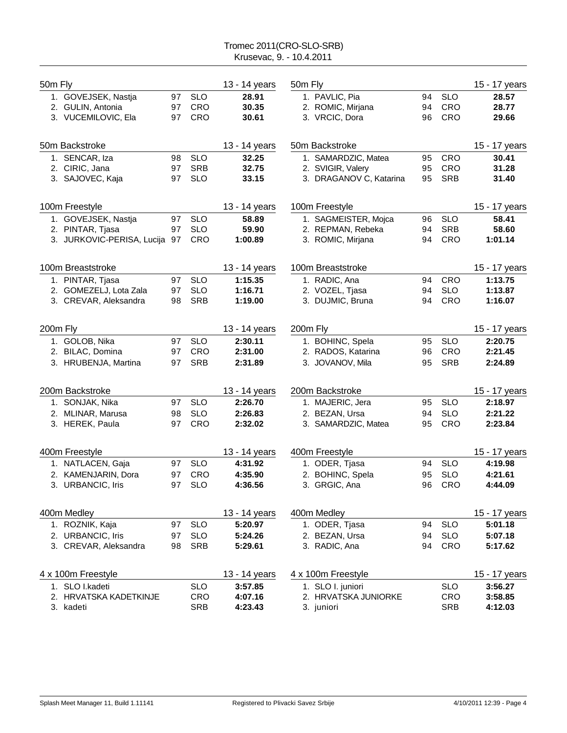Tromec 2011(CRO-SLO-SRB)
Krusevac, 9. - 10.4.2011

### 50m Fly — 13 - 14 years

| | | | |
|---|---|---|---|
| 1. GOVEJSEK, Nastja | 97 | SLO | **28.91** |
| 2. GULIN, Antonia | 97 | CRO | **30.35** |
| 3. VUCEMILOVIC, Ela | 97 | CRO | **30.61** |

### 50m Backstroke — 13 - 14 years

| | | | |
|---|---|---|---|
| 1. SENCAR, Iza | 98 | SLO | **32.25** |
| 2. CIRIC, Jana | 97 | SRB | **32.75** |
| 3. SAJOVEC, Kaja | 97 | SLO | **33.15** |

### 100m Freestyle — 13 - 14 years

| | | | |
|---|---|---|---|
| 1. GOVEJSEK, Nastja | 97 | SLO | **58.89** |
| 2. PINTAR, Tjasa | 97 | SLO | **59.90** |
| 3. JURKOVIC-PERISA, Lucija | 97 | CRO | **1:00.89** |

### 100m Breaststroke — 13 - 14 years

| | | | |
|---|---|---|---|
| 1. PINTAR, Tjasa | 97 | SLO | **1:15.35** |
| 2. GOMEZELJ, Lota Zala | 97 | SLO | **1:16.71** |
| 3. CREVAR, Aleksandra | 98 | SRB | **1:19.00** |

### 200m Fly — 13 - 14 years

| | | | |
|---|---|---|---|
| 1. GOLOB, Nika | 97 | SLO | **2:30.11** |
| 2. BILAC, Domina | 97 | CRO | **2:31.00** |
| 3. HRUBENJA, Martina | 97 | SRB | **2:31.89** |

### 200m Backstroke — 13 - 14 years

| | | | |
|---|---|---|---|
| 1. SONJAK, Nika | 97 | SLO | **2:26.70** |
| 2. MLINAR, Marusa | 98 | SLO | **2:26.83** |
| 3. HEREK, Paula | 97 | CRO | **2:32.02** |

### 400m Freestyle — 13 - 14 years

| | | | |
|---|---|---|---|
| 1. NATLACEN, Gaja | 97 | SLO | **4:31.92** |
| 2. KAMENJARIN, Dora | 97 | CRO | **4:35.90** |
| 3. URBANCIC, Iris | 97 | SLO | **4:36.56** |

### 400m Medley — 13 - 14 years

| | | | |
|---|---|---|---|
| 1. ROZNIK, Kaja | 97 | SLO | **5:20.97** |
| 2. URBANCIC, Iris | 97 | SLO | **5:24.26** |
| 3. CREVAR, Aleksandra | 98 | SRB | **5:29.61** |

### 4 x 100m Freestyle — 13 - 14 years

| | | | |
|---|---|---|---|
| 1. SLO I.kadeti | | SLO | **3:57.85** |
| 2. HRVATSKA KADETKINJE | | CRO | **4:07.16** |
| 3. kadeti | | SRB | **4:23.43** |

### 50m Fly — 15 - 17 years

| | | | |
|---|---|---|---|
| 1. PAVLIC, Pia | 94 | SLO | **28.57** |
| 2. ROMIC, Mirjana | 94 | CRO | **28.77** |
| 3. VRCIC, Dora | 96 | CRO | **29.66** |

### 50m Backstroke — 15 - 17 years

| | | | |
|---|---|---|---|
| 1. SAMARDZIC, Matea | 95 | CRO | **30.41** |
| 2. SVIGIR, Valery | 95 | CRO | **31.28** |
| 3. DRAGANOV C, Katarina | 95 | SRB | **31.40** |

### 100m Freestyle — 15 - 17 years

| | | | |
|---|---|---|---|
| 1. SAGMEISTER, Mojca | 96 | SLO | **58.41** |
| 2. REPMAN, Rebeka | 94 | SRB | **58.60** |
| 3. ROMIC, Mirjana | 94 | CRO | **1:01.14** |

### 100m Breaststroke — 15 - 17 years

| | | | |
|---|---|---|---|
| 1. RADIC, Ana | 94 | CRO | **1:13.75** |
| 2. VOZEL, Tjasa | 94 | SLO | **1:13.87** |
| 3. DUJMIC, Bruna | 94 | CRO | **1:16.07** |

### 200m Fly — 15 - 17 years

| | | | |
|---|---|---|---|
| 1. BOHINC, Spela | 95 | SLO | **2:20.75** |
| 2. RADOS, Katarina | 96 | CRO | **2:21.45** |
| 3. JOVANOV, Mila | 95 | SRB | **2:24.89** |

### 200m Backstroke — 15 - 17 years

| | | | |
|---|---|---|---|
| 1. MAJERIC, Jera | 95 | SLO | **2:18.97** |
| 2. BEZAN, Ursa | 94 | SLO | **2:21.22** |
| 3. SAMARDZIC, Matea | 95 | CRO | **2:23.84** |

### 400m Freestyle — 15 - 17 years

| | | | |
|---|---|---|---|
| 1. ODER, Tjasa | 94 | SLO | **4:19.98** |
| 2. BOHINC, Spela | 95 | SLO | **4:21.61** |
| 3. GRGIC, Ana | 96 | CRO | **4:44.09** |

### 400m Medley — 15 - 17 years

| | | | |
|---|---|---|---|
| 1. ODER, Tjasa | 94 | SLO | **5:01.18** |
| 2. BEZAN, Ursa | 94 | SLO | **5:07.18** |
| 3. RADIC, Ana | 94 | CRO | **5:17.62** |

### 4 x 100m Freestyle — 15 - 17 years

| | | | |
|---|---|---|---|
| 1. SLO I. juniori | | SLO | **3:56.27** |
| 2. HRVATSKA JUNIORKE | | CRO | **3:58.85** |
| 3. juniori | | SRB | **4:12.03** |